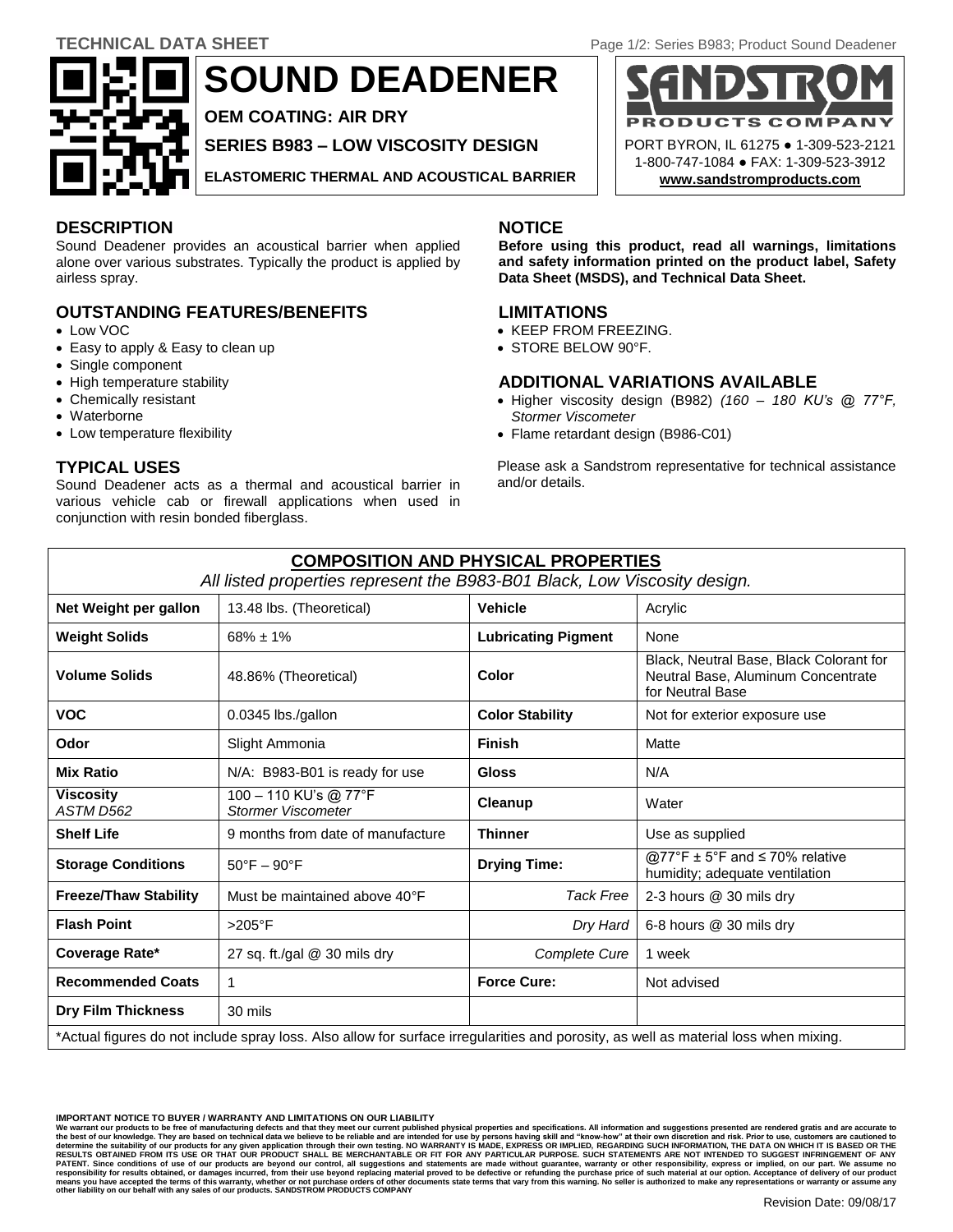TECHNICAL DATA SHEET

# SOUND DEADENER

**OEM COATING: AIR DRY**

**SERIES B983 – LOW VISCOSITY DESIGN**

**ELASTOMERIC THERMAL AND ACOUSTICAL BARRIER**

SANDSTROM PRODUCTS COMPANY
PORT BYRON, IL 61275 ● 1-309-523-2121
1-800-747-1084 ● FAX: 1-309-523-3912
www.sandstromproducts.com

## DESCRIPTION

Sound Deadener provides an acoustical barrier when applied alone over various substrates. Typically the product is applied by airless spray.

## OUTSTANDING FEATURES/BENEFITS

- Low VOC
- Easy to apply & Easy to clean up
- Single component
- High temperature stability
- Chemically resistant
- Waterborne
- Low temperature flexibility

## TYPICAL USES

Sound Deadener acts as a thermal and acoustical barrier in various vehicle cab or firewall applications when used in conjunction with resin bonded fiberglass.

## NOTICE

**Before using this product, read all warnings, limitations and safety information printed on the product label, Safety Data Sheet (MSDS), and Technical Data Sheet.**

## LIMITATIONS

- KEEP FROM FREEZING.
- STORE BELOW 90°F.

## ADDITIONAL VARIATIONS AVAILABLE

- Higher viscosity design (B982) *(160 – 180 KU's @ 77°F, Stormer Viscometer*
- Flame retardant design (B986-C01)

Please ask a Sandstrom representative for technical assistance and/or details.

## COMPOSITION AND PHYSICAL PROPERTIES

*All listed properties represent the B983-B01 Black, Low Viscosity design.*

| | | | |
|---|---|---|---|
| **Net Weight per gallon** | 13.48 lbs. (Theoretical) | **Vehicle** | Acrylic |
| **Weight Solids** | 68% ± 1% | **Lubricating Pigment** | None |
| **Volume Solids** | 48.86% (Theoretical) | **Color** | Black, Neutral Base, Black Colorant for Neutral Base, Aluminum Concentrate for Neutral Base |
| **VOC** | 0.0345 lbs./gallon | **Color Stability** | Not for exterior exposure use |
| **Odor** | Slight Ammonia | **Finish** | Matte |
| **Mix Ratio** | N/A: B983-B01 is ready for use | **Gloss** | N/A |
| **Viscosity** *ASTM D562* | 100 – 110 KU's @ 77°F *Stormer Viscometer* | **Cleanup** | Water |
| **Shelf Life** | 9 months from date of manufacture | **Thinner** | Use as supplied |
| **Storage Conditions** | 50°F – 90°F | **Drying Time:** | @77°F ± 5°F and ≤ 70% relative humidity; adequate ventilation |
| **Freeze/Thaw Stability** | Must be maintained above 40°F | *Tack Free* | 2-3 hours @ 30 mils dry |
| **Flash Point** | >205°F | *Dry Hard* | 6-8 hours @ 30 mils dry |
| **Coverage Rate*** | 27 sq. ft./gal @ 30 mils dry | *Complete Cure* | 1 week |
| **Recommended Coats** | 1 | **Force Cure:** | Not advised |
| **Dry Film Thickness** | 30 mils | | |

*Actual figures do not include spray loss. Also allow for surface irregularities and porosity, as well as material loss when mixing.

**IMPORTANT NOTICE TO BUYER / WARRANTY AND LIMITATIONS ON OUR LIABILITY**
**We warrant our products to be free of manufacturing defects and that they meet our current published physical properties and specifications. All information and suggestions presented are rendered gratis and are accurate to the best of our knowledge. They are based on technical data we believe to be reliable and are intended for use by persons having skill and "know-how" at their own discretion and risk. Prior to use, customers are cautioned to determine the suitability of our products for any given application through their own testing. NO WARRANTY IS MADE, EXPRESS OR IMPLIED, REGARDING SUCH INFORMATION, THE DATA ON WHICH IT IS BASED OR THE RESULTS OBTAINED FROM ITS USE OR THAT OUR PRODUCT SHALL BE MERCHANTABLE OR FIT FOR ANY PARTICULAR PURPOSE. SUCH STATEMENTS ARE NOT INTENDED TO SUGGEST INFRINGEMENT OF ANY PATENT. Since conditions of use of our products are beyond our control, all suggestions and statements are made without guarantee, warranty or other responsibility, express or implied, on our part. We assume no responsibility for results obtained, or damages incurred, from their use beyond replacing material proved to be defective or refunding the purchase price of such material at our option. Acceptance of delivery of our product means you have accepted the terms of this warranty, whether or not purchase orders of other documents state terms that vary from this warning. No seller is authorized to make any representations or warranty or assume any other liability on our behalf with any sales of our products. SANDSTROM PRODUCTS COMPANY**

Revision Date: 09/08/17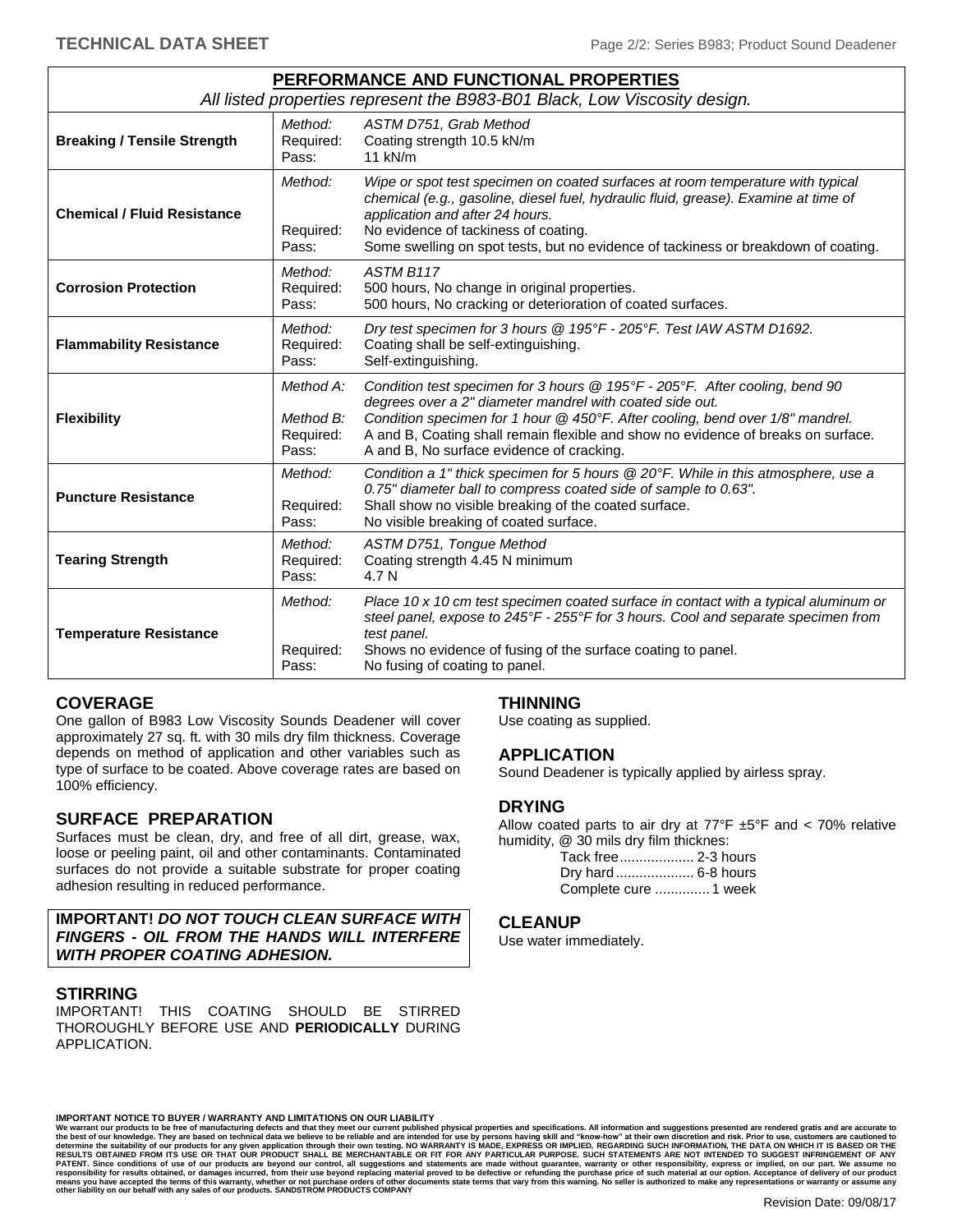**TECHNICAL DATA SHEET**

## PERFORMANCE AND FUNCTIONAL PROPERTIES

*All listed properties represent the B983-B01 Black, Low Viscosity design.*

| | | |
|---|---|---|
| **Breaking / Tensile Strength** | *Method:*<br>Required:<br>Pass: | *ASTM D751, Grab Method*<br>Coating strength 10.5 kN/m<br>11 kN/m |
| **Chemical / Fluid Resistance** | *Method:*<br>Required:<br>Pass: | *Wipe or spot test specimen on coated surfaces at room temperature with typical chemical (e.g., gasoline, diesel fuel, hydraulic fluid, grease). Examine at time of application and after 24 hours.*<br>No evidence of tackiness of coating.<br>Some swelling on spot tests, but no evidence of tackiness or breakdown of coating. |
| **Corrosion Protection** | *Method:*<br>Required:<br>Pass: | *ASTM B117*<br>500 hours, No change in original properties.<br>500 hours, No cracking or deterioration of coated surfaces. |
| **Flammability Resistance** | *Method:*<br>Required:<br>Pass: | *Dry test specimen for 3 hours @ 195°F - 205°F. Test IAW ASTM D1692.*<br>Coating shall be self-extinguishing.<br>Self-extinguishing. |
| **Flexibility** | *Method A:*<br>*Method B:*<br>Required:<br>Pass: | *Condition test specimen for 3 hours @ 195°F - 205°F. After cooling, bend 90 degrees over a 2" diameter mandrel with coated side out.*<br>*Condition specimen for 1 hour @ 450°F. After cooling, bend over 1/8" mandrel.*<br>A and B, Coating shall remain flexible and show no evidence of breaks on surface.<br>A and B, No surface evidence of cracking. |
| **Puncture Resistance** | *Method:*<br>Required:<br>Pass: | *Condition a 1" thick specimen for 5 hours @ 20°F. While in this atmosphere, use a 0.75" diameter ball to compress coated side of sample to 0.63".*<br>Shall show no visible breaking of the coated surface.<br>No visible breaking of coated surface. |
| **Tearing Strength** | *Method:*<br>Required:<br>Pass: | *ASTM D751, Tongue Method*<br>Coating strength 4.45 N minimum<br>4.7 N |
| **Temperature Resistance** | *Method:*<br>Required:<br>Pass: | *Place 10 x 10 cm test specimen coated surface in contact with a typical aluminum or steel panel, expose to 245°F - 255°F for 3 hours. Cool and separate specimen from test panel.*<br>Shows no evidence of fusing of the surface coating to panel.<br>No fusing of coating to panel. |

### COVERAGE

One gallon of B983 Low Viscosity Sounds Deadener will cover approximately 27 sq. ft. with 30 mils dry film thickness. Coverage depends on method of application and other variables such as type of surface to be coated. Above coverage rates are based on 100% efficiency.

### SURFACE PREPARATION

Surfaces must be clean, dry, and free of all dirt, grease, wax, loose or peeling paint, oil and other contaminants. Contaminated surfaces do not provide a suitable substrate for proper coating adhesion resulting in reduced performance.

**IMPORTANT!** ***DO NOT TOUCH CLEAN SURFACE WITH FINGERS - OIL FROM THE HANDS WILL INTERFERE WITH PROPER COATING ADHESION.***

### STIRRING

IMPORTANT! THIS COATING SHOULD BE STIRRED THOROUGHLY BEFORE USE AND **PERIODICALLY** DURING APPLICATION.

### THINNING

Use coating as supplied.

### APPLICATION

Sound Deadener is typically applied by airless spray.

### DRYING

Allow coated parts to air dry at 77°F ±5°F and < 70% relative humidity, @ 30 mils dry film thicknes:

- Tack free................... 2-3 hours
- Dry hard.................... 6-8 hours
- Complete cure ............. 1 week

### CLEANUP

Use water immediately.

**IMPORTANT NOTICE TO BUYER / WARRANTY AND LIMITATIONS ON OUR LIABILITY**
**We warrant our products to be free of manufacturing defects and that they meet our current published physical properties and specifications. All information and suggestions presented are rendered gratis and are accurate to the best of our knowledge. They are based on technical data we believe to be reliable and are intended for use by persons having skill and "know-how" at their own discretion and risk. Prior to use, customers are cautioned to determine the suitability of our products for any given application through their own testing. NO WARRANTY IS MADE, EXPRESS OR IMPLIED, REGARDING SUCH INFORMATION, THE DATA ON WHICH IT IS BASED OR THE RESULTS OBTAINED FROM ITS USE OR THAT OUR PRODUCT SHALL BE MERCHANTABLE OR FIT FOR ANY PARTICULAR PURPOSE. SUCH STATEMENTS ARE NOT INTENDED TO SUGGEST INFRINGEMENT OF ANY PATENT. Since conditions of use of our products are beyond our control, all suggestions and statements are made without guarantee, warranty or other responsibility, express or implied, on our part. We assume no responsibility for results obtained, or damages incurred, from their use beyond replacing material proved to be defective or refunding the purchase price of such material at our option. Acceptance of delivery of our product means you have accepted the terms of this warranty, whether or not purchase orders of other documents state terms that vary from this warning. No seller is authorized to make any representations or warranty or assume any other liability on our behalf with any sales of our products. SANDSTROM PRODUCTS COMPANY**

Revision Date: 09/08/17